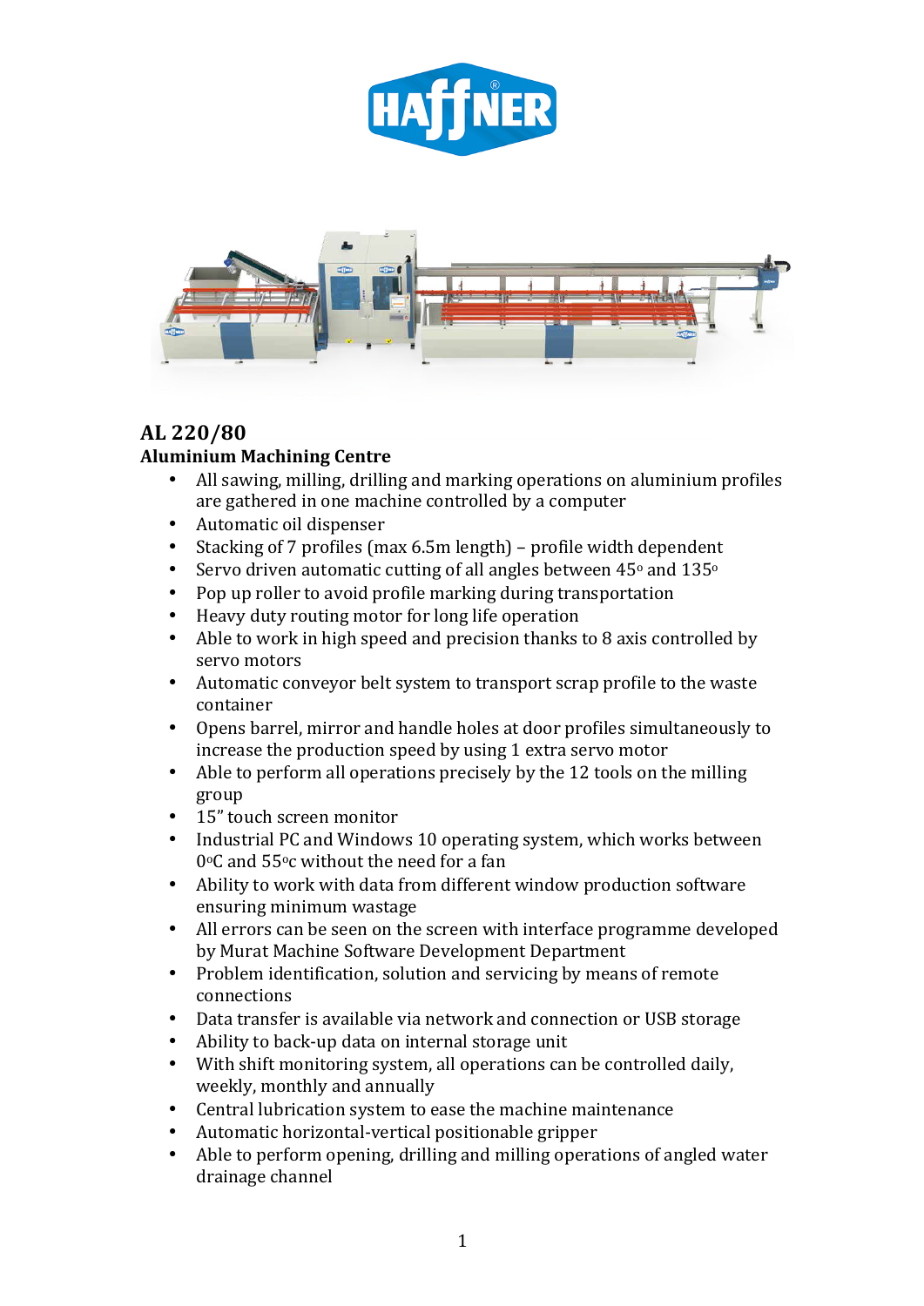# AL 220/80

## Aluminium Machining Centre

- All sawing, milling, drilling and marking operations on aluminium profiles are gathered in one machine controlled by a computer
- Automatic oil dispenser
- Stacking of 7 profiles (max 6.5m length) – profile width dependent
- Servo driven automatic cutting of all angles between 45º and 135º
- Pop up roller to avoid profile marking during transportation
- Heavy duty routing motor for long life operation
- Able to work in high speed and precision thanks to 8 axis controlled by servo motors
- Automatic conveyor belt system to transport scrap profile to the waste container
- Opens barrel, mirror and handle holes at door profiles simultaneously to increase the production speed by using 1 extra servo motor
- Able to perform all operations precisely by the 12 tools on the milling group
- 15" touch screen monitor
- Industrial PC and Windows 10 operating system, which works between 0ºC and 55ºc without the need for a fan
- Ability to work with data from different window production software ensuring minimum wastage
- All errors can be seen on the screen with interface programme developed by Murat Machine Software Development Department
- Problem identification, solution and servicing by means of remote connections
- Data transfer is available via network and connection or USB storage
- Ability to back-up data on internal storage unit
- With shift monitoring system, all operations can be controlled daily, weekly, monthly and annually
- Central lubrication system to ease the machine maintenance
- Automatic horizontal-vertical positionable gripper
- Able to perform opening, drilling and milling operations of angled water drainage channel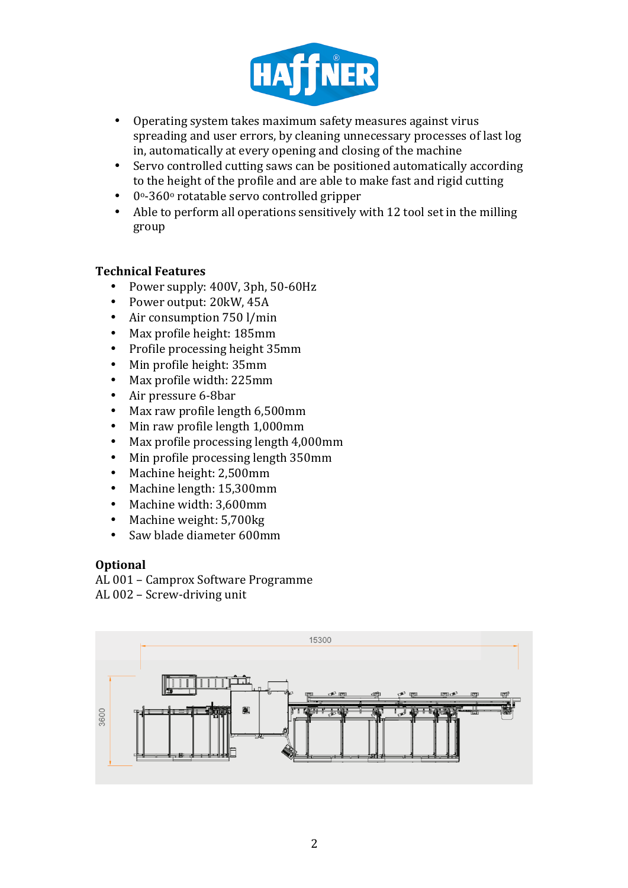- Operating system takes maximum safety measures against virus spreading and user errors, by cleaning unnecessary processes of last log in, automatically at every opening and closing of the machine
- Servo controlled cutting saws can be positioned automatically according to the height of the profile and are able to make fast and rigid cutting
- 0°-360° rotatable servo controlled gripper
- Able to perform all operations sensitively with 12 tool set in the milling group

**Technical Features**

- Power supply: 400V, 3ph, 50-60Hz
- Power output: 20kW, 45A
- Air consumption 750 l/min
- Max profile height: 185mm
- Profile processing height 35mm
- Min profile height: 35mm
- Max profile width: 225mm
- Air pressure 6-8bar
- Max raw profile length 6,500mm
- Min raw profile length 1,000mm
- Max profile processing length 4,000mm
- Min profile processing length 350mm
- Machine height: 2,500mm
- Machine length: 15,300mm
- Machine width: 3,600mm
- Machine weight: 5,700kg
- Saw blade diameter 600mm

**Optional**

AL 001 – Camprox Software Programme
AL 002 – Screw-driving unit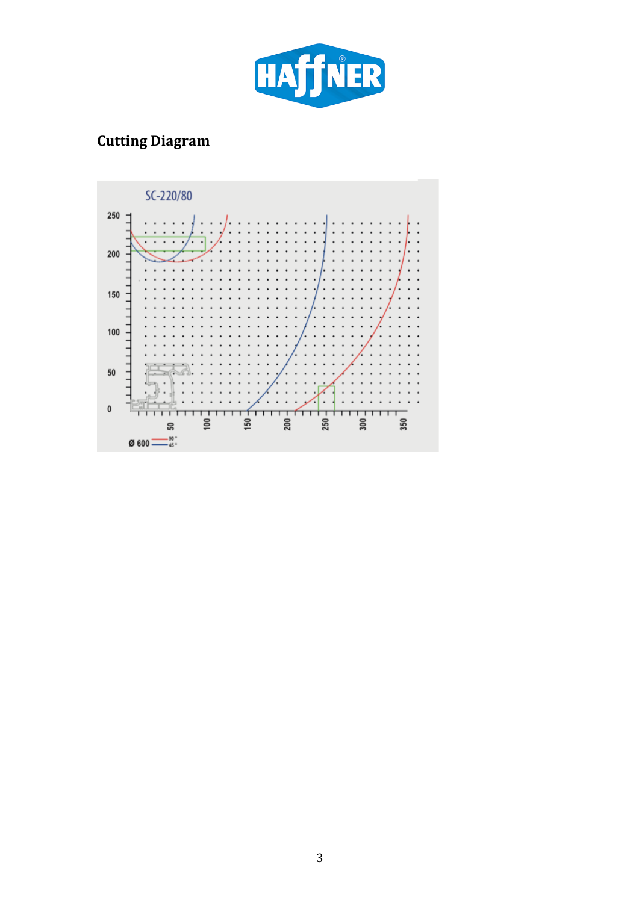## Cutting Diagram

SC-220/80

250
200
150
100
50
0

50
100
150
200
250
300
350

Ø 600 — 90 ° — 45 °